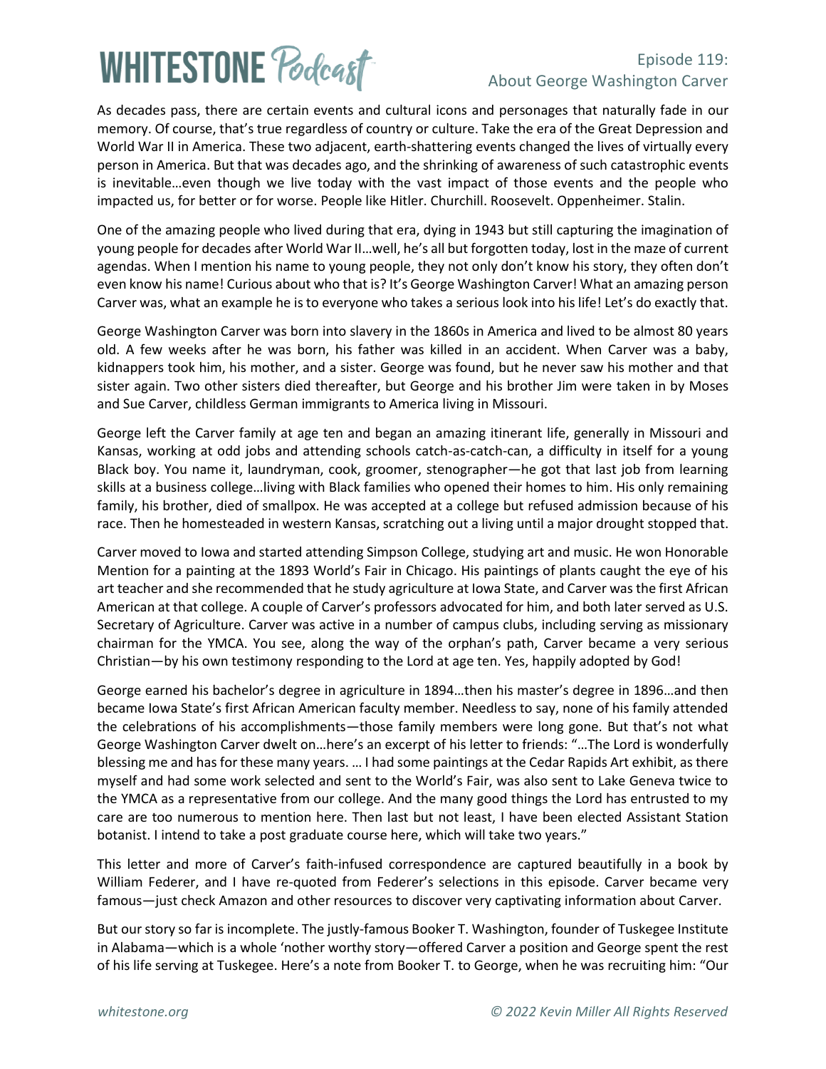# Episode 119: About George Washington Carver

As decades pass, there are certain events and cultural icons and personages that naturally fade in our memory. Of course, that's true regardless of country or culture. Take the era of the Great Depression and World War II in America. These two adjacent, earth-shattering events changed the lives of virtually every person in America. But that was decades ago, and the shrinking of awareness of such catastrophic events is inevitable…even though we live today with the vast impact of those events and the people who impacted us, for better or for worse. People like Hitler. Churchill. Roosevelt. Oppenheimer. Stalin.

One of the amazing people who lived during that era, dying in 1943 but still capturing the imagination of young people for decades after World War II…well, he's all but forgotten today, lost in the maze of current agendas. When I mention his name to young people, they not only don't know his story, they often don't even know his name! Curious about who that is? It's George Washington Carver! What an amazing person Carver was, what an example he is to everyone who takes a serious look into his life! Let's do exactly that.

George Washington Carver was born into slavery in the 1860s in America and lived to be almost 80 years old. A few weeks after he was born, his father was killed in an accident. When Carver was a baby, kidnappers took him, his mother, and a sister. George was found, but he never saw his mother and that sister again. Two other sisters died thereafter, but George and his brother Jim were taken in by Moses and Sue Carver, childless German immigrants to America living in Missouri.

George left the Carver family at age ten and began an amazing itinerant life, generally in Missouri and Kansas, working at odd jobs and attending schools catch-as-catch-can, a difficulty in itself for a young Black boy. You name it, laundryman, cook, groomer, stenographer—he got that last job from learning skills at a business college…living with Black families who opened their homes to him. His only remaining family, his brother, died of smallpox. He was accepted at a college but refused admission because of his race. Then he homesteaded in western Kansas, scratching out a living until a major drought stopped that.

Carver moved to Iowa and started attending Simpson College, studying art and music. He won Honorable Mention for a painting at the 1893 World's Fair in Chicago. His paintings of plants caught the eye of his art teacher and she recommended that he study agriculture at Iowa State, and Carver was the first African American at that college. A couple of Carver's professors advocated for him, and both later served as U.S. Secretary of Agriculture. Carver was active in a number of campus clubs, including serving as missionary chairman for the YMCA. You see, along the way of the orphan's path, Carver became a very serious Christian—by his own testimony responding to the Lord at age ten. Yes, happily adopted by God!

George earned his bachelor's degree in agriculture in 1894…then his master's degree in 1896…and then became Iowa State's first African American faculty member. Needless to say, none of his family attended the celebrations of his accomplishments—those family members were long gone. But that's not what George Washington Carver dwelt on…here's an excerpt of his letter to friends: "…The Lord is wonderfully blessing me and has for these many years. … I had some paintings at the Cedar Rapids Art exhibit, as there myself and had some work selected and sent to the World's Fair, was also sent to Lake Geneva twice to the YMCA as a representative from our college. And the many good things the Lord has entrusted to my care are too numerous to mention here. Then last but not least, I have been elected Assistant Station botanist. I intend to take a post graduate course here, which will take two years."

This letter and more of Carver's faith-infused correspondence are captured beautifully in a book by William Federer, and I have re-quoted from Federer's selections in this episode. Carver became very famous—just check Amazon and other resources to discover very captivating information about Carver.

But our story so far is incomplete. The justly-famous Booker T. Washington, founder of Tuskegee Institute in Alabama—which is a whole 'nother worthy story—offered Carver a position and George spent the rest of his life serving at Tuskegee. Here's a note from Booker T. to George, when he was recruiting him: "Our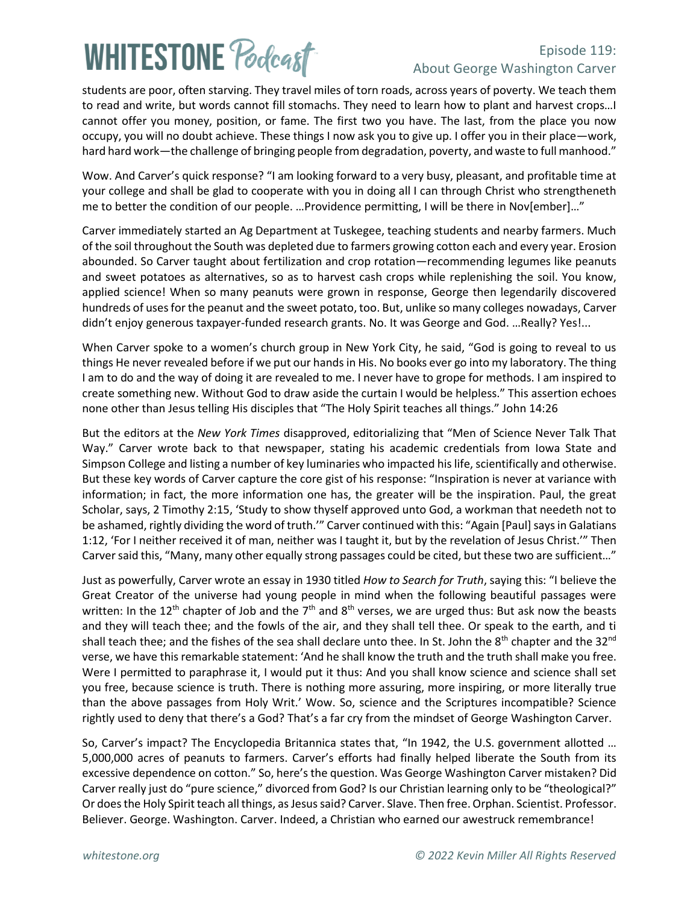students are poor, often starving. They travel miles of torn roads, across years of poverty. We teach them to read and write, but words cannot fill stomachs. They need to learn how to plant and harvest crops…I cannot offer you money, position, or fame. The first two you have. The last, from the place you now occupy, you will no doubt achieve. These things I now ask you to give up. I offer you in their place—work, hard hard work—the challenge of bringing people from degradation, poverty, and waste to full manhood."

Wow. And Carver's quick response? "I am looking forward to a very busy, pleasant, and profitable time at your college and shall be glad to cooperate with you in doing all I can through Christ who strengtheneth me to better the condition of our people. …Providence permitting, I will be there in Nov[ember]…"

Carver immediately started an Ag Department at Tuskegee, teaching students and nearby farmers. Much of the soil throughout the South was depleted due to farmers growing cotton each and every year. Erosion abounded. So Carver taught about fertilization and crop rotation—recommending legumes like peanuts and sweet potatoes as alternatives, so as to harvest cash crops while replenishing the soil. You know, applied science! When so many peanuts were grown in response, George then legendarily discovered hundreds of uses for the peanut and the sweet potato, too. But, unlike so many colleges nowadays, Carver didn't enjoy generous taxpayer-funded research grants. No. It was George and God. …Really? Yes!...

When Carver spoke to a women's church group in New York City, he said, "God is going to reveal to us things He never revealed before if we put our hands in His. No books ever go into my laboratory. The thing I am to do and the way of doing it are revealed to me. I never have to grope for methods. I am inspired to create something new. Without God to draw aside the curtain I would be helpless." This assertion echoes none other than Jesus telling His disciples that "The Holy Spirit teaches all things." John 14:26

But the editors at the *New York Times* disapproved, editorializing that "Men of Science Never Talk That Way." Carver wrote back to that newspaper, stating his academic credentials from Iowa State and Simpson College and listing a number of key luminaries who impacted his life, scientifically and otherwise. But these key words of Carver capture the core gist of his response: "Inspiration is never at variance with information; in fact, the more information one has, the greater will be the inspiration. Paul, the great Scholar, says, 2 Timothy 2:15, 'Study to show thyself approved unto God, a workman that needeth not to be ashamed, rightly dividing the word of truth.'" Carver continued with this: "Again [Paul] says in Galatians 1:12, 'For I neither received it of man, neither was I taught it, but by the revelation of Jesus Christ.'" Then Carver said this, "Many, many other equally strong passages could be cited, but these two are sufficient…"

Just as powerfully, Carver wrote an essay in 1930 titled *How to Search for Truth*, saying this: "I believe the Great Creator of the universe had young people in mind when the following beautiful passages were written: In the 12th chapter of Job and the 7th and 8th verses, we are urged thus: But ask now the beasts and they will teach thee; and the fowls of the air, and they shall tell thee. Or speak to the earth, and ti shall teach thee; and the fishes of the sea shall declare unto thee. In St. John the 8th chapter and the 32nd verse, we have this remarkable statement: 'And he shall know the truth and the truth shall make you free. Were I permitted to paraphrase it, I would put it thus: And you shall know science and science shall set you free, because science is truth. There is nothing more assuring, more inspiring, or more literally true than the above passages from Holy Writ.' Wow. So, science and the Scriptures incompatible? Science rightly used to deny that there's a God? That's a far cry from the mindset of George Washington Carver.

So, Carver's impact? The Encyclopedia Britannica states that, "In 1942, the U.S. government allotted … 5,000,000 acres of peanuts to farmers. Carver's efforts had finally helped liberate the South from its excessive dependence on cotton." So, here's the question. Was George Washington Carver mistaken? Did Carver really just do "pure science," divorced from God? Is our Christian learning only to be "theological?" Or does the Holy Spirit teach all things, as Jesus said? Carver. Slave. Then free. Orphan. Scientist. Professor. Believer. George. Washington. Carver. Indeed, a Christian who earned our awestruck remembrance!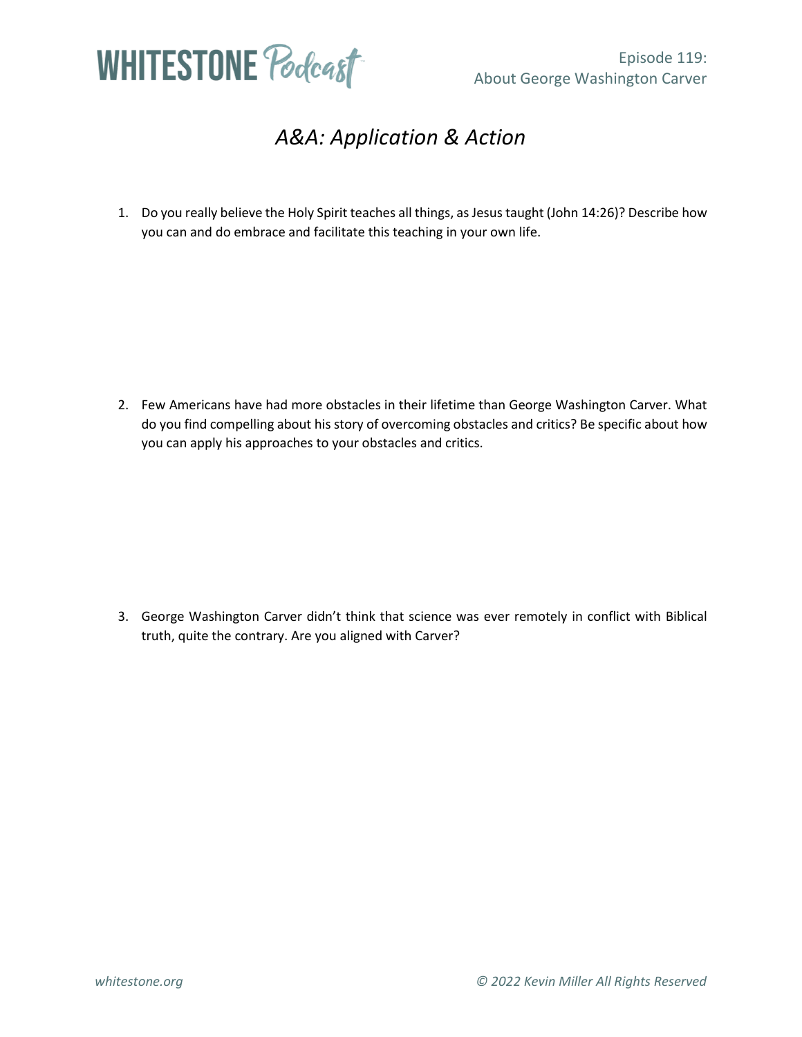# A&A: Application & Action

1. Do you really believe the Holy Spirit teaches all things, as Jesus taught (John 14:26)? Describe how you can and do embrace and facilitate this teaching in your own life.

2. Few Americans have had more obstacles in their lifetime than George Washington Carver. What do you find compelling about his story of overcoming obstacles and critics? Be specific about how you can apply his approaches to your obstacles and critics.

3. George Washington Carver didn't think that science was ever remotely in conflict with Biblical truth, quite the contrary. Are you aligned with Carver?